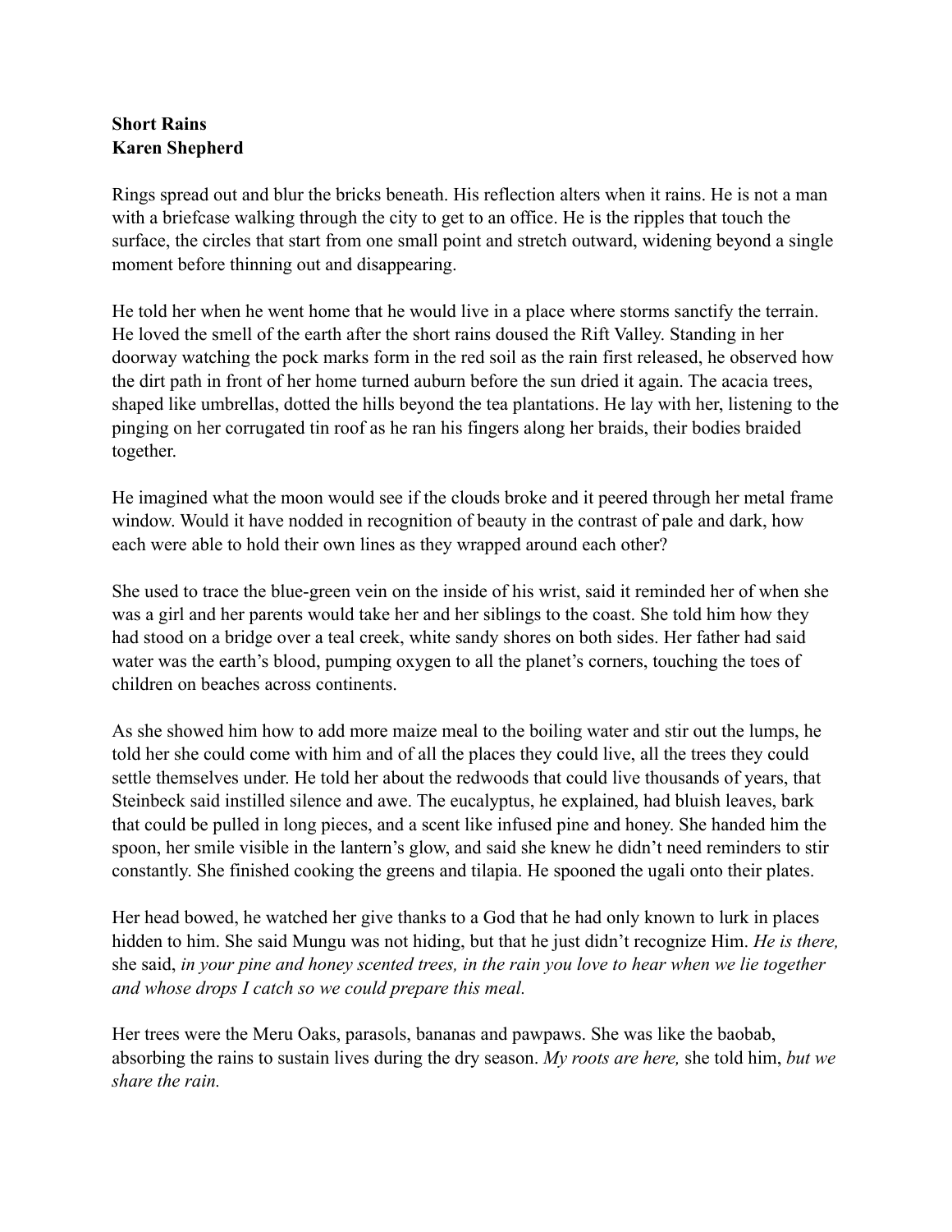**Short Rains**
**Karen Shepherd**

Rings spread out and blur the bricks beneath. His reflection alters when it rains. He is not a man with a briefcase walking through the city to get to an office. He is the ripples that touch the surface, the circles that start from one small point and stretch outward, widening beyond a single moment before thinning out and disappearing.

He told her when he went home that he would live in a place where storms sanctify the terrain. He loved the smell of the earth after the short rains doused the Rift Valley. Standing in her doorway watching the pock marks form in the red soil as the rain first released, he observed how the dirt path in front of her home turned auburn before the sun dried it again. The acacia trees, shaped like umbrellas, dotted the hills beyond the tea plantations. He lay with her, listening to the pinging on her corrugated tin roof as he ran his fingers along her braids, their bodies braided together.

He imagined what the moon would see if the clouds broke and it peered through her metal frame window. Would it have nodded in recognition of beauty in the contrast of pale and dark, how each were able to hold their own lines as they wrapped around each other?

She used to trace the blue-green vein on the inside of his wrist, said it reminded her of when she was a girl and her parents would take her and her siblings to the coast. She told him how they had stood on a bridge over a teal creek, white sandy shores on both sides. Her father had said water was the earth's blood, pumping oxygen to all the planet's corners, touching the toes of children on beaches across continents.

As she showed him how to add more maize meal to the boiling water and stir out the lumps, he told her she could come with him and of all the places they could live, all the trees they could settle themselves under. He told her about the redwoods that could live thousands of years, that Steinbeck said instilled silence and awe. The eucalyptus, he explained, had bluish leaves, bark that could be pulled in long pieces, and a scent like infused pine and honey. She handed him the spoon, her smile visible in the lantern's glow, and said she knew he didn't need reminders to stir constantly. She finished cooking the greens and tilapia. He spooned the ugali onto their plates.

Her head bowed, he watched her give thanks to a God that he had only known to lurk in places hidden to him. She said Mungu was not hiding, but that he just didn't recognize Him. *He is there,* she said, *in your pine and honey scented trees, in the rain you love to hear when we lie together and whose drops I catch so we could prepare this meal.*

Her trees were the Meru Oaks, parasols, bananas and pawpaws. She was like the baobab, absorbing the rains to sustain lives during the dry season. *My roots are here,* she told him, *but we share the rain.*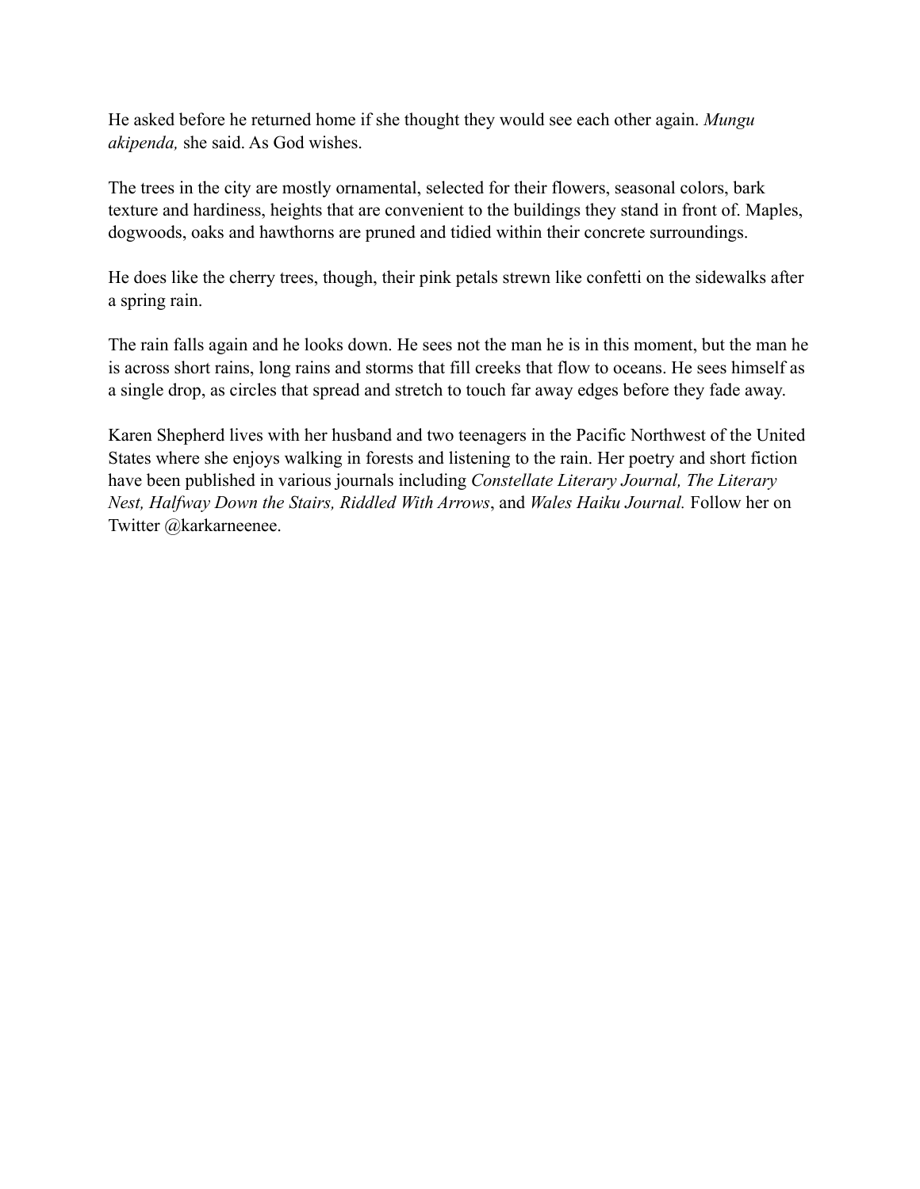He asked before he returned home if she thought they would see each other again. *Mungu akipenda,* she said. As God wishes.

The trees in the city are mostly ornamental, selected for their flowers, seasonal colors, bark texture and hardiness, heights that are convenient to the buildings they stand in front of. Maples, dogwoods, oaks and hawthorns are pruned and tidied within their concrete surroundings.

He does like the cherry trees, though, their pink petals strewn like confetti on the sidewalks after a spring rain.

The rain falls again and he looks down. He sees not the man he is in this moment, but the man he is across short rains, long rains and storms that fill creeks that flow to oceans. He sees himself as a single drop, as circles that spread and stretch to touch far away edges before they fade away.

Karen Shepherd lives with her husband and two teenagers in the Pacific Northwest of the United States where she enjoys walking in forests and listening to the rain. Her poetry and short fiction have been published in various journals including *Constellate Literary Journal, The Literary Nest, Halfway Down the Stairs, Riddled With Arrows*, and *Wales Haiku Journal.* Follow her on Twitter @karkarneenee.